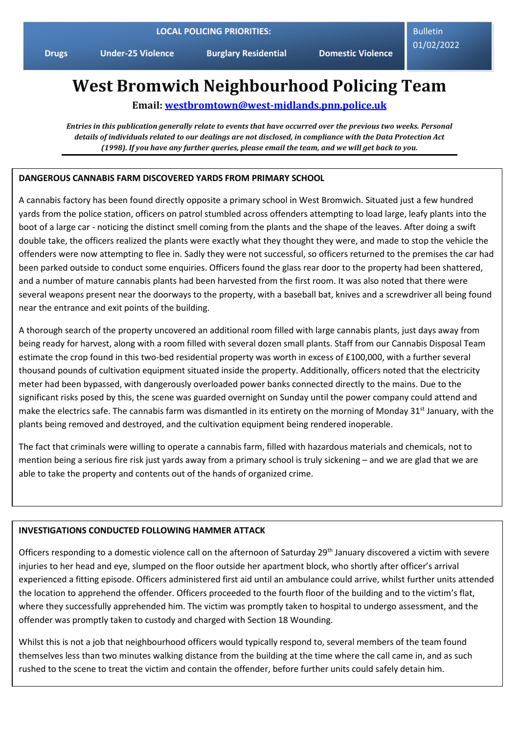**LOCAL POLICING PRIORITIES:**

**Drugs** | **Under-25 Violence** | **Burglary Residential** | **Domestic Violence**

Bulletin 01/02/2022

# West Bromwich Neighbourhood Policing Team

**Email: westbromtown@west-midlands.pnn.police.uk**

***Entries in this publication generally relate to events that have occurred over the previous two weeks. Personal details of individuals related to our dealings are not disclosed, in compliance with the Data Protection Act (1998). If you have any further queries, please email the team, and we will get back to you.***

## DANGEROUS CANNABIS FARM DISCOVERED YARDS FROM PRIMARY SCHOOL

A cannabis factory has been found directly opposite a primary school in West Bromwich. Situated just a few hundred yards from the police station, officers on patrol stumbled across offenders attempting to load large, leafy plants into the boot of a large car - noticing the distinct smell coming from the plants and the shape of the leaves. After doing a swift double take, the officers realized the plants were exactly what they thought they were, and made to stop the vehicle the offenders were now attempting to flee in. Sadly they were not successful, so officers returned to the premises the car had been parked outside to conduct some enquiries. Officers found the glass rear door to the property had been shattered, and a number of mature cannabis plants had been harvested from the first room. It was also noted that there were several weapons present near the doorways to the property, with a baseball bat, knives and a screwdriver all being found near the entrance and exit points of the building.

A thorough search of the property uncovered an additional room filled with large cannabis plants, just days away from being ready for harvest, along with a room filled with several dozen small plants. Staff from our Cannabis Disposal Team estimate the crop found in this two-bed residential property was worth in excess of £100,000, with a further several thousand pounds of cultivation equipment situated inside the property. Additionally, officers noted that the electricity meter had been bypassed, with dangerously overloaded power banks connected directly to the mains. Due to the significant risks posed by this, the scene was guarded overnight on Sunday until the power company could attend and make the electrics safe. The cannabis farm was dismantled in its entirety on the morning of Monday 31st January, with the plants being removed and destroyed, and the cultivation equipment being rendered inoperable.

The fact that criminals were willing to operate a cannabis farm, filled with hazardous materials and chemicals, not to mention being a serious fire risk just yards away from a primary school is truly sickening – and we are glad that we are able to take the property and contents out of the hands of organized crime.

## INVESTIGATIONS CONDUCTED FOLLOWING HAMMER ATTACK

Officers responding to a domestic violence call on the afternoon of Saturday 29th January discovered a victim with severe injuries to her head and eye, slumped on the floor outside her apartment block, who shortly after officer's arrival experienced a fitting episode. Officers administered first aid until an ambulance could arrive, whilst further units attended the location to apprehend the offender. Officers proceeded to the fourth floor of the building and to the victim's flat, where they successfully apprehended him. The victim was promptly taken to hospital to undergo assessment, and the offender was promptly taken to custody and charged with Section 18 Wounding.

Whilst this is not a job that neighbourhood officers would typically respond to, several members of the team found themselves less than two minutes walking distance from the building at the time where the call came in, and as such rushed to the scene to treat the victim and contain the offender, before further units could safely detain him.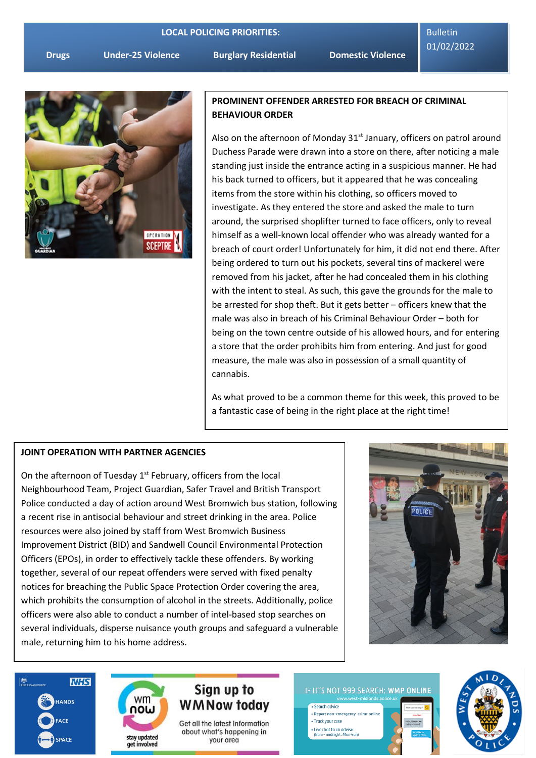**LOCAL POLICING PRIORITIES:**

**Drugs** | **Under-25 Violence** | **Burglary Residential** | **Domestic Violence**

Bulletin 01/02/2022

## PROMINENT OFFENDER ARRESTED FOR BREACH OF CRIMINAL BEHAVIOUR ORDER

Also on the afternoon of Monday 31st January, officers on patrol around Duchess Parade were drawn into a store on there, after noticing a male standing just inside the entrance acting in a suspicious manner. He had his back turned to officers, but it appeared that he was concealing items from the store within his clothing, so officers moved to investigate. As they entered the store and asked the male to turn around, the surprised shoplifter turned to face officers, only to reveal himself as a well-known local offender who was already wanted for a breach of court order! Unfortunately for him, it did not end there. After being ordered to turn out his pockets, several tins of mackerel were removed from his jacket, after he had concealed them in his clothing with the intent to steal. As such, this gave the grounds for the male to be arrested for shop theft. But it gets better – officers knew that the male was also in breach of his Criminal Behaviour Order – both for being on the town centre outside of his allowed hours, and for entering a store that the order prohibits him from entering. And just for good measure, the male was also in possession of a small quantity of cannabis.

As what proved to be a common theme for this week, this proved to be a fantastic case of being in the right place at the right time!

## JOINT OPERATION WITH PARTNER AGENCIES

On the afternoon of Tuesday 1st February, officers from the local Neighbourhood Team, Project Guardian, Safer Travel and British Transport Police conducted a day of action around West Bromwich bus station, following a recent rise in antisocial behaviour and street drinking in the area. Police resources were also joined by staff from West Bromwich Business Improvement District (BID) and Sandwell Council Environmental Protection Officers (EPOs), in order to effectively tackle these offenders. By working together, several of our repeat offenders were served with fixed penalty notices for breaching the Public Space Protection Order covering the area, which prohibits the consumption of alcohol in the streets. Additionally, police officers were also able to conduct a number of intel-based stop searches on several individuals, disperse nuisance youth groups and safeguard a vulnerable male, returning him to his home address.